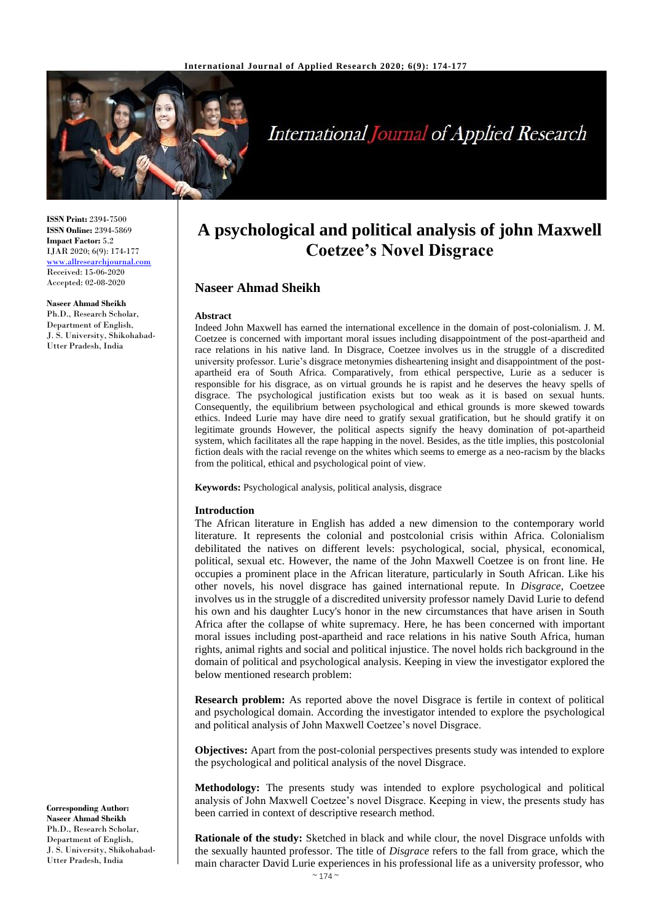**ISSN Print:** 2394-7500
**ISSN Online:** 2394-5869
**Impact Factor:** 5.2
IJAR 2020; 6(9): 174-177
www.allresearchjournal.com
Received: 15-06-2020
Accepted: 02-08-2020

**Naseer Ahmad Sheikh**
Ph.D., Research Scholar, Department of English, J. S. University, Shikohabad-Utter Pradesh, India

**Corresponding Author:**
**Naseer Ahmad Sheikh**
Ph.D., Research Scholar, Department of English, J. S. University, Shikohabad-Utter Pradesh, India

# A psychological and political analysis of john Maxwell Coetzee's Novel Disgrace

## Naseer Ahmad Sheikh

### Abstract

Indeed John Maxwell has earned the international excellence in the domain of post-colonialism. J. M. Coetzee is concerned with important moral issues including disappointment of the post-apartheid and race relations in his native land. In Disgrace, Coetzee involves us in the struggle of a discredited university professor. Lurie's disgrace metonymies disheartening insight and disappointment of the post-apartheid era of South Africa. Comparatively, from ethical perspective, Lurie as a seducer is responsible for his disgrace, as on virtual grounds he is rapist and he deserves the heavy spells of disgrace. The psychological justification exists but too weak as it is based on sexual hunts. Consequently, the equilibrium between psychological and ethical grounds is more skewed towards ethics. Indeed Lurie may have dire need to gratify sexual gratification, but he should gratify it on legitimate grounds However, the political aspects signify the heavy domination of pot-apartheid system, which facilitates all the rape happing in the novel. Besides, as the title implies, this postcolonial fiction deals with the racial revenge on the whites which seems to emerge as a neo-racism by the blacks from the political, ethical and psychological point of view.

**Keywords:** Psychological analysis, political analysis, disgrace

### Introduction

The African literature in English has added a new dimension to the contemporary world literature. It represents the colonial and postcolonial crisis within Africa. Colonialism debilitated the natives on different levels: psychological, social, physical, economical, political, sexual etc. However, the name of the John Maxwell Coetzee is on front line. He occupies a prominent place in the African literature, particularly in South African. Like his other novels, his novel disgrace has gained international repute. In *Disgrace*, Coetzee involves us in the struggle of a discredited university professor namely David Lurie to defend his own and his daughter Lucy's honor in the new circumstances that have arisen in South Africa after the collapse of white supremacy. Here, he has been concerned with important moral issues including post-apartheid and race relations in his native South Africa, human rights, animal rights and social and political injustice. The novel holds rich background in the domain of political and psychological analysis. Keeping in view the investigator explored the below mentioned research problem:

**Research problem:** As reported above the novel Disgrace is fertile in context of political and psychological domain. According the investigator intended to explore the psychological and political analysis of John Maxwell Coetzee's novel Disgrace.

**Objectives:** Apart from the post-colonial perspectives presents study was intended to explore the psychological and political analysis of the novel Disgrace.

**Methodology:** The presents study was intended to explore psychological and political analysis of John Maxwell Coetzee's novel Disgrace. Keeping in view, the presents study has been carried in context of descriptive research method.

**Rationale of the study:** Sketched in black and while clour, the novel Disgrace unfolds with the sexually haunted professor. The title of *Disgrace* refers to the fall from grace, which the main character David Lurie experiences in his professional life as a university professor, who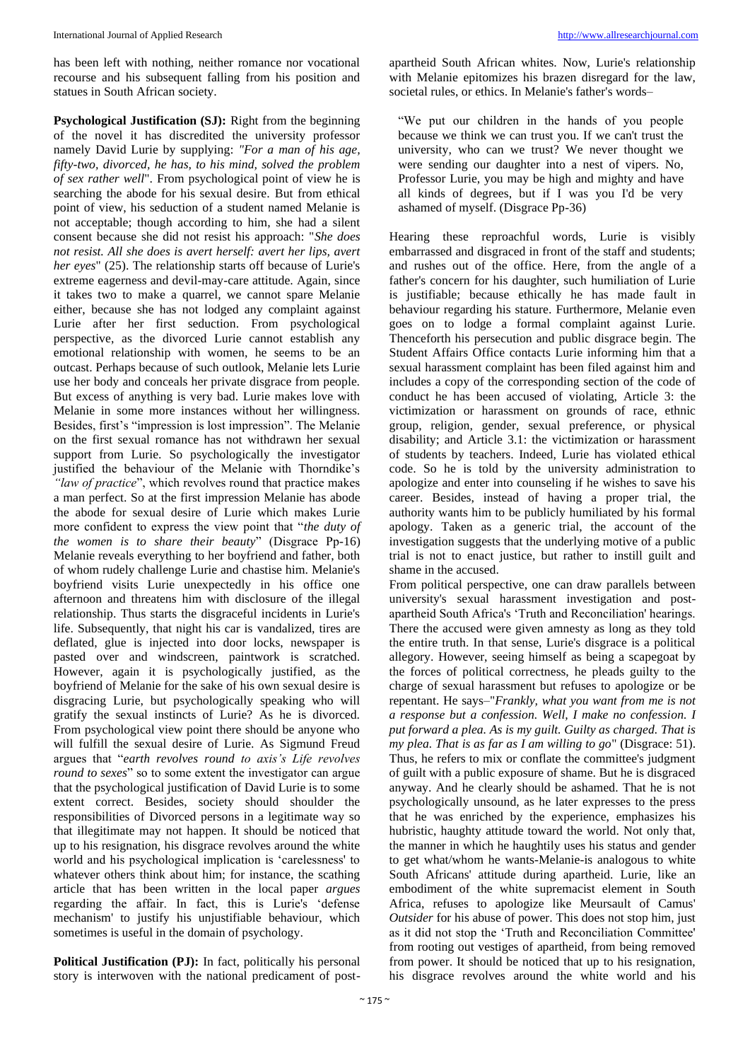has been left with nothing, neither romance nor vocational recourse and his subsequent falling from his position and statues in South African society.

**Psychological Justification (SJ):** Right from the beginning of the novel it has discredited the university professor namely David Lurie by supplying: *"For a man of his age, fifty-two, divorced, he has, to his mind, solved the problem of sex rather well*". From psychological point of view he is searching the abode for his sexual desire. But from ethical point of view, his seduction of a student named Melanie is not acceptable; though according to him, she had a silent consent because she did not resist his approach: "*She does not resist. All she does is avert herself: avert her lips, avert her eyes*" (25). The relationship starts off because of Lurie's extreme eagerness and devil-may-care attitude. Again, since it takes two to make a quarrel, we cannot spare Melanie either, because she has not lodged any complaint against Lurie after her first seduction. From psychological perspective, as the divorced Lurie cannot establish any emotional relationship with women, he seems to be an outcast. Perhaps because of such outlook, Melanie lets Lurie use her body and conceals her private disgrace from people. But excess of anything is very bad. Lurie makes love with Melanie in some more instances without her willingness. Besides, first's "impression is lost impression". The Melanie on the first sexual romance has not withdrawn her sexual support from Lurie. So psychologically the investigator justified the behaviour of the Melanie with Thorndike's *"law of practice*", which revolves round that practice makes a man perfect. So at the first impression Melanie has abode the abode for sexual desire of Lurie which makes Lurie more confident to express the view point that "*the duty of the women is to share their beauty*" (Disgrace Pp-16) Melanie reveals everything to her boyfriend and father, both of whom rudely challenge Lurie and chastise him. Melanie's boyfriend visits Lurie unexpectedly in his office one afternoon and threatens him with disclosure of the illegal relationship. Thus starts the disgraceful incidents in Lurie's life. Subsequently, that night his car is vandalized, tires are deflated, glue is injected into door locks, newspaper is pasted over and windscreen, paintwork is scratched. However, again it is psychologically justified, as the boyfriend of Melanie for the sake of his own sexual desire is disgracing Lurie, but psychologically speaking who will gratify the sexual instincts of Lurie? As he is divorced. From psychological view point there should be anyone who will fulfill the sexual desire of Lurie. As Sigmund Freud argues that "*earth revolves round to axis's Life revolves round to sexes*" so to some extent the investigator can argue that the psychological justification of David Lurie is to some extent correct. Besides, society should shoulder the responsibilities of Divorced persons in a legitimate way so that illegitimate may not happen. It should be noticed that up to his resignation, his disgrace revolves around the white world and his psychological implication is 'carelessness' to whatever others think about him; for instance, the scathing article that has been written in the local paper *argues* regarding the affair. In fact, this is Lurie's 'defense mechanism' to justify his unjustifiable behaviour, which sometimes is useful in the domain of psychology.

**Political Justification (PJ):** In fact, politically his personal story is interwoven with the national predicament of post-apartheid South African whites. Now, Lurie's relationship with Melanie epitomizes his brazen disregard for the law, societal rules, or ethics. In Melanie's father's words–

> "We put our children in the hands of you people because we think we can trust you. If we can't trust the university, who can we trust? We never thought we were sending our daughter into a nest of vipers. No, Professor Lurie, you may be high and mighty and have all kinds of degrees, but if I was you I'd be very ashamed of myself. (Disgrace Pp-36)

Hearing these reproachful words, Lurie is visibly embarrassed and disgraced in front of the staff and students; and rushes out of the office. Here, from the angle of a father's concern for his daughter, such humiliation of Lurie is justifiable; because ethically he has made fault in behaviour regarding his stature. Furthermore, Melanie even goes on to lodge a formal complaint against Lurie. Thenceforth his persecution and public disgrace begin. The Student Affairs Office contacts Lurie informing him that a sexual harassment complaint has been filed against him and includes a copy of the corresponding section of the code of conduct he has been accused of violating, Article 3: the victimization or harassment on grounds of race, ethnic group, religion, gender, sexual preference, or physical disability; and Article 3.1: the victimization or harassment of students by teachers. Indeed, Lurie has violated ethical code. So he is told by the university administration to apologize and enter into counseling if he wishes to save his career. Besides, instead of having a proper trial, the authority wants him to be publicly humiliated by his formal apology. Taken as a generic trial, the account of the investigation suggests that the underlying motive of a public trial is not to enact justice, but rather to instill guilt and shame in the accused.

From political perspective, one can draw parallels between university's sexual harassment investigation and post-apartheid South Africa's 'Truth and Reconciliation' hearings. There the accused were given amnesty as long as they told the entire truth. In that sense, Lurie's disgrace is a political allegory. However, seeing himself as being a scapegoat by the forces of political correctness, he pleads guilty to the charge of sexual harassment but refuses to apologize or be repentant. He says–"*Frankly, what you want from me is not a response but a confession. Well, I make no confession. I put forward a plea. As is my guilt. Guilty as charged. That is my plea. That is as far as I am willing to go*" (Disgrace: 51). Thus, he refers to mix or conflate the committee's judgment of guilt with a public exposure of shame. But he is disgraced anyway. And he clearly should be ashamed. That he is not psychologically unsound, as he later expresses to the press that he was enriched by the experience, emphasizes his hubristic, haughty attitude toward the world. Not only that, the manner in which he haughtily uses his status and gender to get what/whom he wants-Melanie-is analogous to white South Africans' attitude during apartheid. Lurie, like an embodiment of the white supremacist element in South Africa, refuses to apologize like Meursault of Camus' *Outsider* for his abuse of power. This does not stop him, just as it did not stop the 'Truth and Reconciliation' from rooting out vestiges of apartheid, from being removed from power. It should be noticed that up to his resignation, his disgrace revolves around the white world and his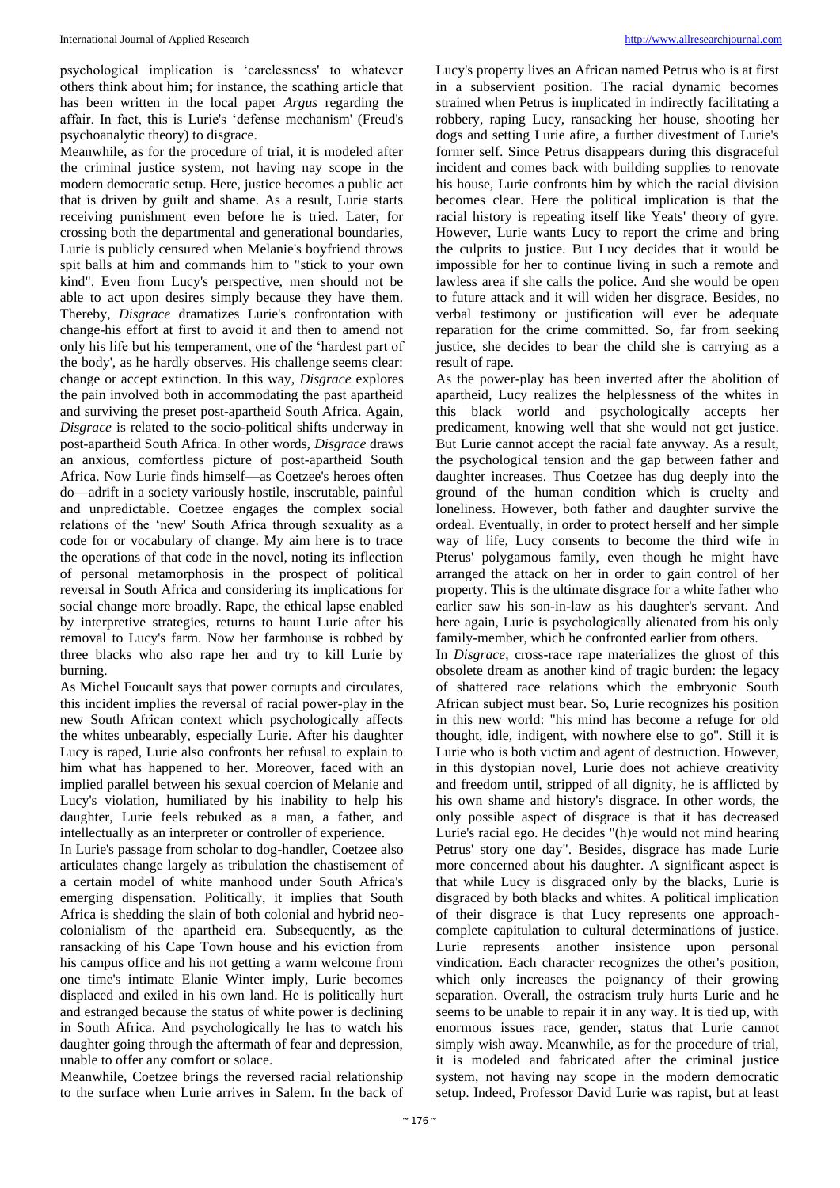psychological implication is 'carelessness' to whatever others think about him; for instance, the scathing article that has been written in the local paper *Argus* regarding the affair. In fact, this is Lurie's 'defense mechanism' (Freud's psychoanalytic theory) to disgrace.

Meanwhile, as for the procedure of trial, it is modeled after the criminal justice system, not having nay scope in the modern democratic setup. Here, justice becomes a public act that is driven by guilt and shame. As a result, Lurie starts receiving punishment even before he is tried. Later, for crossing both the departmental and generational boundaries, Lurie is publicly censured when Melanie's boyfriend throws spit balls at him and commands him to "stick to your own kind". Even from Lucy's perspective, men should not be able to act upon desires simply because they have them. Thereby, *Disgrace* dramatizes Lurie's confrontation with change-his effort at first to avoid it and then to amend not only his life but his temperament, one of the 'hardest part of the body', as he hardly observes. His challenge seems clear: change or accept extinction. In this way, *Disgrace* explores the pain involved both in accommodating the past apartheid and surviving the preset post-apartheid South Africa. Again, *Disgrace* is related to the socio-political shifts underway in post-apartheid South Africa. In other words, *Disgrace* draws an anxious, comfortless picture of post-apartheid South Africa. Now Lurie finds himself—as Coetzee's heroes often do—adrift in a society variously hostile, inscrutable, painful and unpredictable. Coetzee engages the complex social relations of the 'new' South Africa through sexuality as a code for or vocabulary of change. My aim here is to trace the operations of that code in the novel, noting its inflection of personal metamorphosis in the prospect of political reversal in South Africa and considering its implications for social change more broadly. Rape, the ethical lapse enabled by interpretive strategies, returns to haunt Lurie after his removal to Lucy's farm. Now her farmhouse is robbed by three blacks who also rape her and try to kill Lurie by burning.

As Michel Foucault says that power corrupts and circulates, this incident implies the reversal of racial power-play in the new South African context which psychologically affects the whites unbearably, especially Lurie. After his daughter Lucy is raped, Lurie also confronts her refusal to explain to him what has happened to her. Moreover, faced with an implied parallel between his sexual coercion of Melanie and Lucy's violation, humiliated by his inability to help his daughter, Lurie feels rebuked as a man, a father, and intellectually as an interpreter or controller of experience.

In Lurie's passage from scholar to dog-handler, Coetzee also articulates change largely as tribulation the chastisement of a certain model of white manhood under South Africa's emerging dispensation. Politically, it implies that South Africa is shedding the slain of both colonial and hybrid neo-colonialism of the apartheid era. Subsequently, as the ransacking of his Cape Town house and his eviction from his campus office and his not getting a warm welcome from one time's intimate Elanie Winter imply, Lurie becomes displaced and exiled in his own land. He is politically hurt and estranged because the status of white power is declining in South Africa. And psychologically he has to watch his daughter going through the aftermath of fear and depression, unable to offer any comfort or solace.

Meanwhile, Coetzee brings the reversed racial relationship to the surface when Lurie arrives in Salem. In the back of Lucy's property lives an African named Petrus who is at first in a subservient position. The racial dynamic becomes strained when Petrus is implicated in indirectly facilitating a robbery, raping Lucy, ransacking her house, shooting her dogs and setting Lurie afire, a further divestment of Lurie's former self. Since Petrus disappears during this disgraceful incident and comes back with building supplies to renovate his house, Lurie confronts him by which the racial division becomes clear. Here the political implication is that the racial history is repeating itself like Yeats' theory of gyre. However, Lurie wants Lucy to report the crime and bring the culprits to justice. But Lucy decides that it would be impossible for her to continue living in such a remote and lawless area if she calls the police. And she would be open to future attack and it will widen her disgrace. Besides, no verbal testimony or justification will ever be adequate reparation for the crime committed. So, far from seeking justice, she decides to bear the child she is carrying as a result of rape.

As the power-play has been inverted after the abolition of apartheid, Lucy realizes the helplessness of the whites in this black world and psychologically accepts her predicament, knowing well that she would not get justice. But Lurie cannot accept the racial fate anyway. As a result, the psychological tension and the gap between father and daughter increases. Thus Coetzee has dug deeply into the ground of the human condition which is cruelty and loneliness. However, both father and daughter survive the ordeal. Eventually, in order to protect herself and her simple way of life, Lucy consents to become the third wife in Pterus' polygamous family, even though he might have arranged the attack on her in order to gain control of her property. This is the ultimate disgrace for a white father who earlier saw his son-in-law as his daughter's servant. And here again, Lurie is psychologically alienated from his only family-member, which he confronted earlier from others.

In *Disgrace*, cross-race rape materializes the ghost of this obsolete dream as another kind of tragic burden: the legacy of shattered race relations which the embryonic South African subject must bear. So, Lurie recognizes his position in this new world: "his mind has become a refuge for old thought, idle, indigent, with nowhere else to go". Still it is Lurie who is both victim and agent of destruction. However, in this dystopian novel, Lurie does not achieve creativity and freedom until, stripped of all dignity, he is afflicted by his own shame and history's disgrace. In other words, the only possible aspect of disgrace is that it has decreased Lurie's racial ego. He decides "(h)e would not mind hearing Petrus' story one day". Besides, disgrace has made Lurie more concerned about his daughter. A significant aspect is that while Lucy is disgraced only by the blacks, Lurie is disgraced by both blacks and whites. A political implication of their disgrace is that Lucy represents one approach-complete capitulation to cultural determinations of justice. Lurie represents another insistence upon personal vindication. Each character recognizes the other's position, which only increases the poignancy of their growing separation. Overall, the ostracism truly hurts Lurie and he seems to be unable to repair it in any way. It is tied up, with enormous issues race, gender, status that Lurie cannot simply wish away. Meanwhile, as for the procedure of trial, it is modeled and fabricated after the criminal justice system, not having nay scope in the modern democratic setup. Indeed, Professor David Lurie was rapist, but at least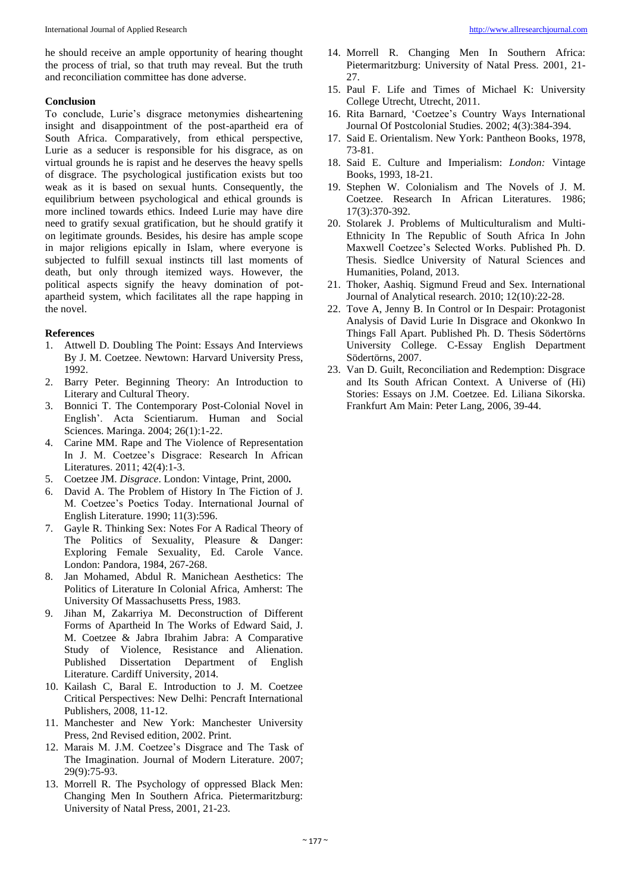he should receive an ample opportunity of hearing thought the process of trial, so that truth may reveal. But the truth and reconciliation committee has done adverse.

## Conclusion

To conclude, Lurie's disgrace metonymies disheartening insight and disappointment of the post-apartheid era of South Africa. Comparatively, from ethical perspective, Lurie as a seducer is responsible for his disgrace, as on virtual grounds he is rapist and he deserves the heavy spells of disgrace. The psychological justification exists but too weak as it is based on sexual hunts. Consequently, the equilibrium between psychological and ethical grounds is more inclined towards ethics. Indeed Lurie may have dire need to gratify sexual gratification, but he should gratify it on legitimate grounds. Besides, his desire has ample scope in major religions epically in Islam, where everyone is subjected to fulfill sexual instincts till last moments of death, but only through itemized ways. However, the political aspects signify the heavy domination of pot-apartheid system, which facilitates all the rape happing in the novel.

## References

1. Attwell D. Doubling The Point: Essays And Interviews By J. M. Coetzee. Newtown: Harvard University Press, 1992.
2. Barry Peter. Beginning Theory: An Introduction to Literary and Cultural Theory.
3. Bonnici T. The Contemporary Post-Colonial Novel in English'. Acta Scientiarum. Human and Social Sciences. Maringa. 2004; 26(1):1-22.
4. Carine MM. Rape and The Violence of Representation In J. M. Coetzee's Disgrace: Research In African Literatures. 2011; 42(4):1-3.
5. Coetzee JM. *Disgrace*. London: Vintage, Print, 2000**.**
6. David A. The Problem of History In The Fiction of J. M. Coetzee's Poetics Today. International Journal of English Literature. 1990; 11(3):596.
7. Gayle R. Thinking Sex: Notes For A Radical Theory of The Politics of Sexuality, Pleasure & Danger: Exploring Female Sexuality, Ed. Carole Vance. London: Pandora, 1984, 267-268.
8. Jan Mohamed, Abdul R. Manichean Aesthetics: The Politics of Literature In Colonial Africa, Amherst: The University Of Massachusetts Press, 1983.
9. Jihan M, Zakarriya M. Deconstruction of Different Forms of Apartheid In The Works of Edward Said, J. M. Coetzee & Jabra Ibrahim Jabra: A Comparative Study of Violence, Resistance and Alienation. Published Dissertation Department of English Literature. Cardiff University, 2014.
10. Kailash C, Baral E. Introduction to J. M. Coetzee Critical Perspectives: New Delhi: Pencraft International Publishers, 2008, 11-12.
11. Manchester and New York: Manchester University Press, 2nd Revised edition, 2002. Print.
12. Marais M. J.M. Coetzee's Disgrace and The Task of The Imagination. Journal of Modern Literature. 2007; 29(9):75-93.
13. Morrell R. The Psychology of oppressed Black Men: Changing Men In Southern Africa. Pietermaritzburg: University of Natal Press, 2001, 21-23.
14. Morrell R. Changing Men In Southern Africa: Pietermaritzburg: University of Natal Press. 2001, 21-27.
15. Paul F. Life and Times of Michael K: University College Utrecht, Utrecht, 2011.
16. Rita Barnard, 'Coetzee's Country Ways International Journal Of Postcolonial Studies. 2002; 4(3):384-394.
17. Said E. Orientalism. New York: Pantheon Books, 1978, 73-81.
18. Said E. Culture and Imperialism: *London:* Vintage Books, 1993, 18-21.
19. Stephen W. Colonialism and The Novels of J. M. Coetzee. Research In African Literatures. 1986; 17(3):370-392.
20. Stolarek J. Problems of Multiculturalism and Multi-Ethnicity In The Republic of South Africa In John Maxwell Coetzee's Selected Works. Published Ph. D. Thesis. Siedlce University of Natural Sciences and Humanities, Poland, 2013.
21. Thoker, Aashiq. Sigmund Freud and Sex. International Journal of Analytical research. 2010; 12(10):22-28.
22. Tove A, Jenny B. In Control or In Despair: Protagonist Analysis of David Lurie In Disgrace and Okonkwo In Things Fall Apart. Published Ph. D. Thesis Södertörns University College. C-Essay English Department Södertörns, 2007.
23. Van D. Guilt, Reconciliation and Redemption: Disgrace and Its South African Context. A Universe of (Hi) Stories: Essays on J.M. Coetzee. Ed. Liliana Sikorska. Frankfurt Am Main: Peter Lang, 2006, 39-44.